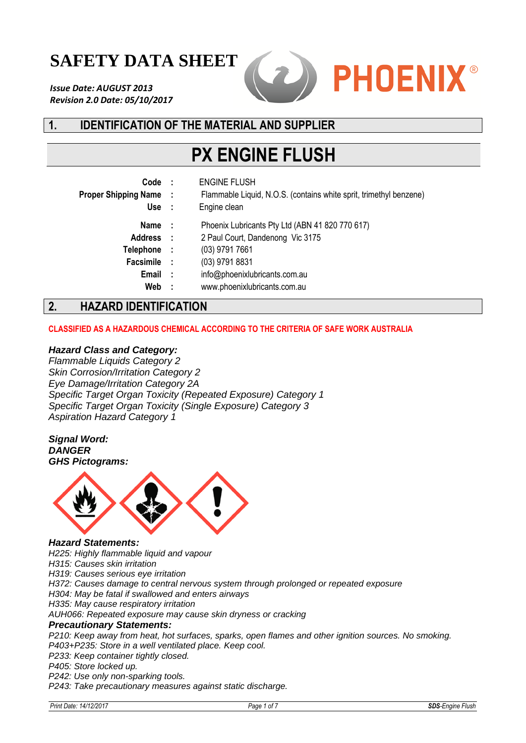# SAFETY DATA SHEET

***Issue Date: AUGUST 2013***
***Revision 2.0 Date: 05/10/2017***

PHOENIX®

## 1. IDENTIFICATION OF THE MATERIAL AND SUPPLIER

# PX ENGINE FLUSH

| | | |
|---|---|---|
| **Code** | : | ENGINE FLUSH |
| **Proper Shipping Name** | : | Flammable Liquid, N.O.S. (contains white sprit, trimethyl benzene) |
| **Use** | : | Engine clean |
| **Name** | : | Phoenix Lubricants Pty Ltd (ABN 41 820 770 617) |
| **Address** | : | 2 Paul Court, Dandenong Vic 3175 |
| **Telephone** | : | (03) 9791 7661 |
| **Facsimile** | : | (03) 9791 8831 |
| **Email** | : | info@phoenixlubricants.com.au |
| **Web** | : | www.phoenixlubricants.com.au |

## 2. HAZARD IDENTIFICATION

**CLASSIFIED AS A HAZARDOUS CHEMICAL ACCORDING TO THE CRITERIA OF SAFE WORK AUSTRALIA**

***Hazard Class and Category:***
*Flammable Liquids Category 2*
*Skin Corrosion/Irritation Category 2*
*Eye Damage/Irritation Category 2A*
*Specific Target Organ Toxicity (Repeated Exposure) Category 1*
*Specific Target Organ Toxicity (Single Exposure) Category 3*
*Aspiration Hazard Category 1*

***Signal Word:***
***DANGER***
***GHS Pictograms:***

***Hazard Statements:***
*H225: Highly flammable liquid and vapour*
*H315: Causes skin irritation*
*H319: Causes serious eye irritation*
*H372: Causes damage to central nervous system through prolonged or repeated exposure*
*H304: May be fatal if swallowed and enters airways*
*H335: May cause respiratory irritation*
*AUH066: Repeated exposure may cause skin dryness or cracking*

***Precautionary Statements:***
*P210: Keep away from heat, hot surfaces, sparks, open flames and other ignition sources. No smoking.*
*P403+P235: Store in a well ventilated place. Keep cool.*
*P233: Keep container tightly closed.*
*P405: Store locked up.*
*P242: Use only non-sparking tools.*
*P243: Take precautionary measures against static discharge.*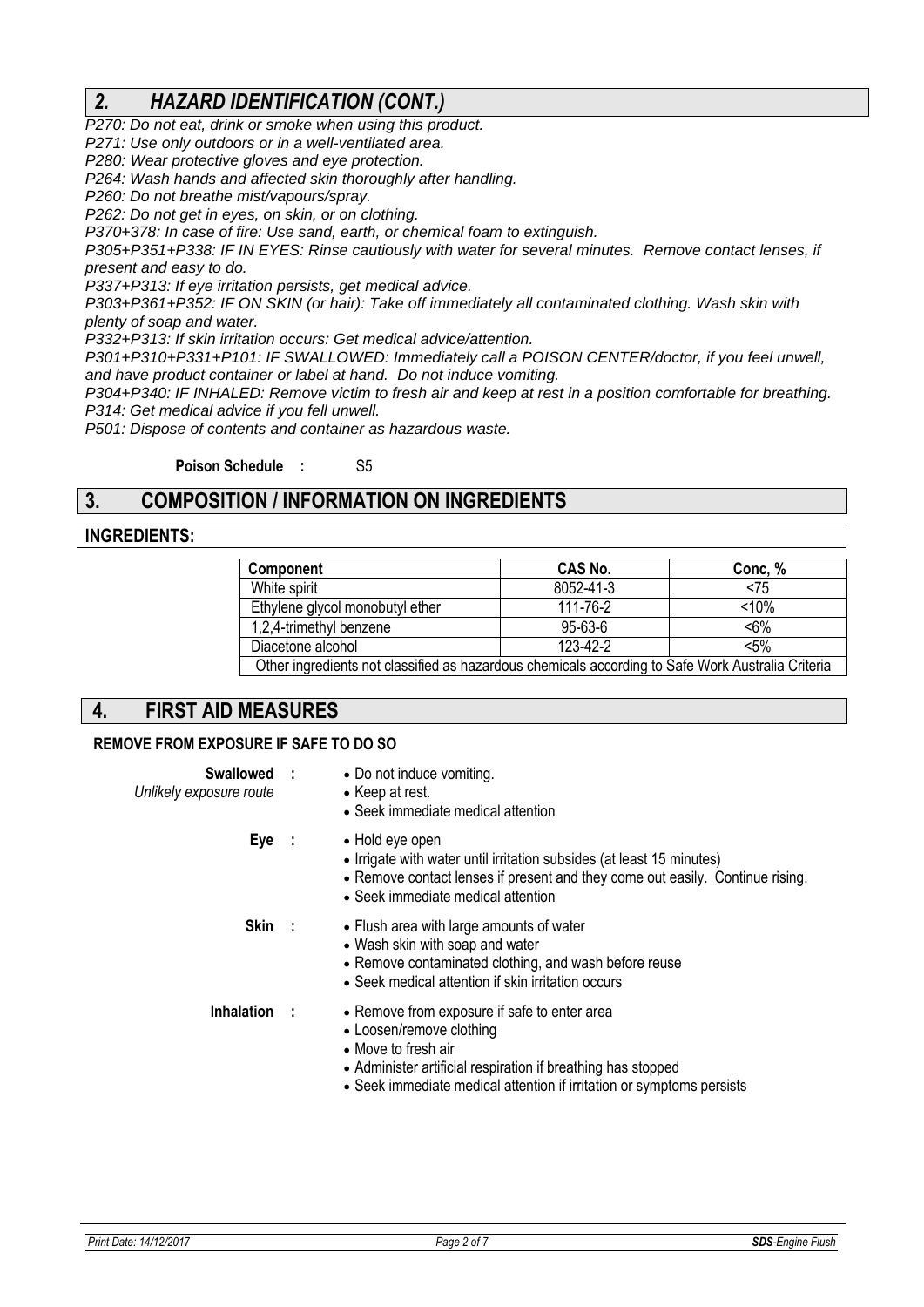## 2. HAZARD IDENTIFICATION (CONT.)

*P270: Do not eat, drink or smoke when using this product.*
*P271: Use only outdoors or in a well-ventilated area.*
*P280: Wear protective gloves and eye protection.*
*P264: Wash hands and affected skin thoroughly after handling.*
*P260: Do not breathe mist/vapours/spray.*
*P262: Do not get in eyes, on skin, or on clothing.*
*P370+378: In case of fire: Use sand, earth, or chemical foam to extinguish.*
*P305+P351+P338: IF IN EYES: Rinse cautiously with water for several minutes. Remove contact lenses, if present and easy to do.*
*P337+P313: If eye irritation persists, get medical advice.*
*P303+P361+P352: IF ON SKIN (or hair): Take off immediately all contaminated clothing. Wash skin with plenty of soap and water.*
*P332+P313: If skin irritation occurs: Get medical advice/attention.*
*P301+P310+P331+P101: IF SWALLOWED: Immediately call a POISON CENTER/doctor, if you feel unwell, and have product container or label at hand. Do not induce vomiting.*
*P304+P340: IF INHALED: Remove victim to fresh air and keep at rest in a position comfortable for breathing.*
*P314: Get medical advice if you fell unwell.*
*P501: Dispose of contents and container as hazardous waste.*

**Poison Schedule :** S5

## 3. COMPOSITION / INFORMATION ON INGREDIENTS

### INGREDIENTS:

| Component | CAS No. | Conc, % |
|---|---|---|
| White spirit | 8052-41-3 | <75 |
| Ethylene glycol monobutyl ether | 111-76-2 | <10% |
| 1,2,4-trimethyl benzene | 95-63-6 | <6% |
| Diacetone alcohol | 123-42-2 | <5% |
| Other ingredients not classified as hazardous chemicals according to Safe Work Australia Criteria | | |

## 4. FIRST AID MEASURES

**REMOVE FROM EXPOSURE IF SAFE TO DO SO**

**Swallowed :**
*Unlikely exposure route*
- Do not induce vomiting.
- Keep at rest.
- Seek immediate medical attention

**Eye :**
- Hold eye open
- Irrigate with water until irritation subsides (at least 15 minutes)
- Remove contact lenses if present and they come out easily. Continue rising.
- Seek immediate medical attention

**Skin :**
- Flush area with large amounts of water
- Wash skin with soap and water
- Remove contaminated clothing, and wash before reuse
- Seek medical attention if skin irritation occurs

**Inhalation :**
- Remove from exposure if safe to enter area
- Loosen/remove clothing
- Move to fresh air
- Administer artificial respiration if breathing has stopped
- Seek immediate medical attention if irritation or symptoms persists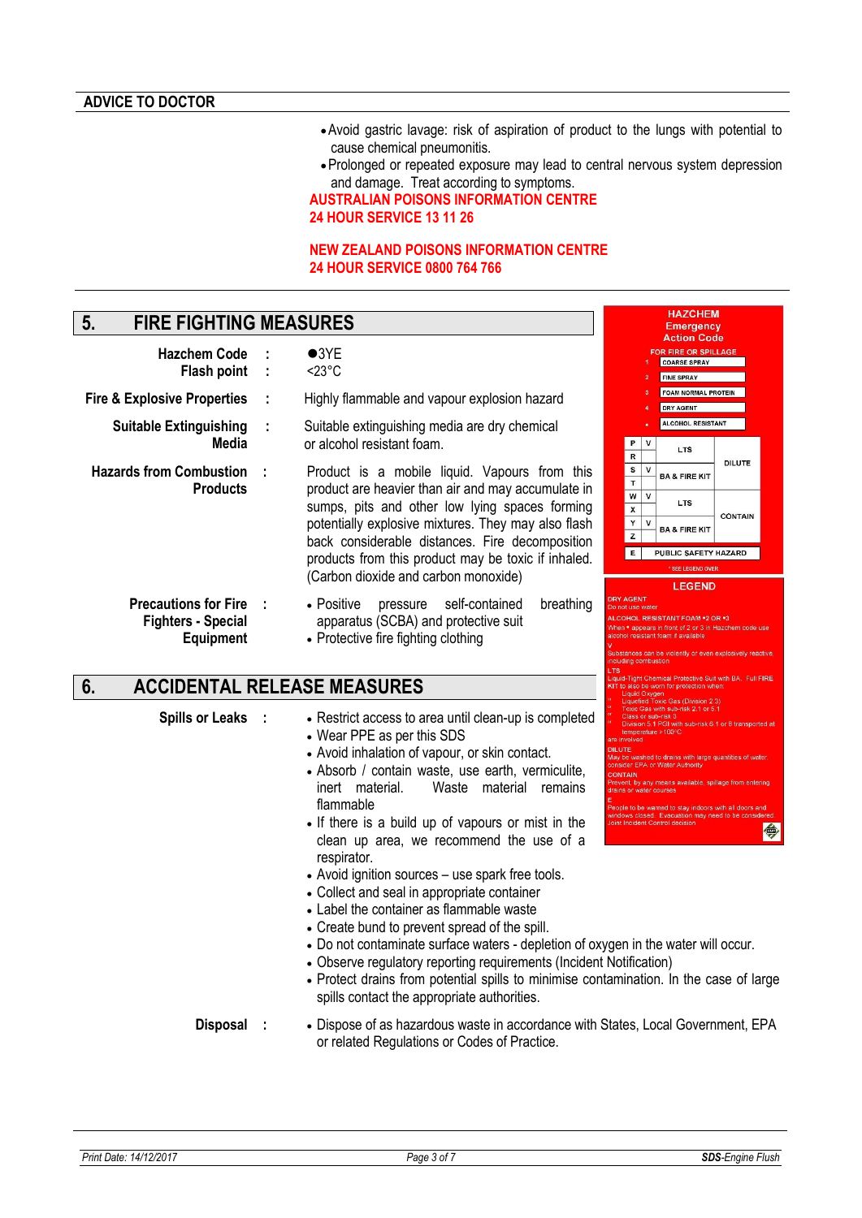## ADVICE TO DOCTOR

- Avoid gastric lavage: risk of aspiration of product to the lungs with potential to cause chemical pneumonitis.
- Prolonged or repeated exposure may lead to central nervous system depression and damage. Treat according to symptoms.

**AUSTRALIAN POISONS INFORMATION CENTRE**
**24 HOUR SERVICE 13 11 26**

**NEW ZEALAND POISONS INFORMATION CENTRE**
**24 HOUR SERVICE 0800 764 766**

## 5. FIRE FIGHTING MEASURES

**Hazchem Code** : ●3YE

**Flash point** : <23°C

**Fire & Explosive Properties** : Highly flammable and vapour explosion hazard

**Suitable Extinguishing Media** : Suitable extinguishing media are dry chemical or alcohol resistant foam.

**Hazards from Combustion Products** : Product is a mobile liquid. Vapours from this product are heavier than air and may accumulate in sumps, pits and other low lying spaces forming potentially explosive mixtures. They may also flash back considerable distances. Fire decomposition products from this product may be toxic if inhaled. (Carbon dioxide and carbon monoxide)

**Precautions for Fire Fighters - Special Equipment** :

- Positive pressure self-contained breathing apparatus (SCBA) and protective suit
- Protective fire fighting clothing

**HAZCHEM Emergency Action Code**

FOR FIRE OR SPILLAGE

| | |
|---|---|
| 1 | COARSE SPRAY |
| 2 | FINE SPRAY |
| 3 | FOAM NORMAL PROTEIN |
| 4 | DRY AGENT |
| • | ALCOHOL RESISTANT |

| | | | |
|---|---|---|---|
| P | V | LTS | DILUTE |
| R | | | |
| S | V | BA & FIRE KIT | |
| T | | | |
| W | V | LTS | CONTAIN |
| X | | | |
| Y | V | BA & FIRE KIT | |
| Z | | | |
| E | PUBLIC SAFETY HAZARD | | |

* SEE LEGEND OVER

**LEGEND**

DRY AGENT
Do not use water

ALCOHOL RESISTANT FOAM •2 OR •3
When • appears in front of 2 or 3 in Hazchem code use alcohol resistant foam if available

V
Substances can be violently or even explosively reactive, including combustion

LTS
Liquid-Tight Chemical Protective Suit with BA. Full FIRE KIT to also be worn for protection when:
- Liquid Oxygen
- Liquefied Toxic Gas (Division 2.3)
- Toxic Gas with sub-risk 2.1 or 5.1
- Class or sub-risk 3
- Division 5.1 PGI with sub-risk 6.1 or 8 transported at temperature > 100°C

are involved

DILUTE
May be washed to drains with large quantities of water consider EPA or Water Authority

CONTAIN
Prevent, by any means available, spillage from entering drains or water courses

E
People to be warned to stay indoors with all doors and windows closed. Evacuation may need to be considered. Joint Incident Control decision

## 6. ACCIDENTAL RELEASE MEASURES

**Spills or Leaks** :

- Restrict access to area until clean-up is completed
- Wear PPE as per this SDS
- Avoid inhalation of vapour, or skin contact.
- Absorb / contain waste, use earth, vermiculite, inert material. Waste material remains flammable
- If there is a build up of vapours or mist in the clean up area, we recommend the use of a respirator.
- Avoid ignition sources – use spark free tools.
- Collect and seal in appropriate container
- Label the container as flammable waste
- Create bund to prevent spread of the spill.
- Do not contaminate surface waters - depletion of oxygen in the water will occur.
- Observe regulatory reporting requirements (Incident Notification)
- Protect drains from potential spills to minimise contamination. In the case of large spills contact the appropriate authorities.

**Disposal** :

- Dispose of as hazardous waste in accordance with States, Local Government, EPA or related Regulations or Codes of Practice.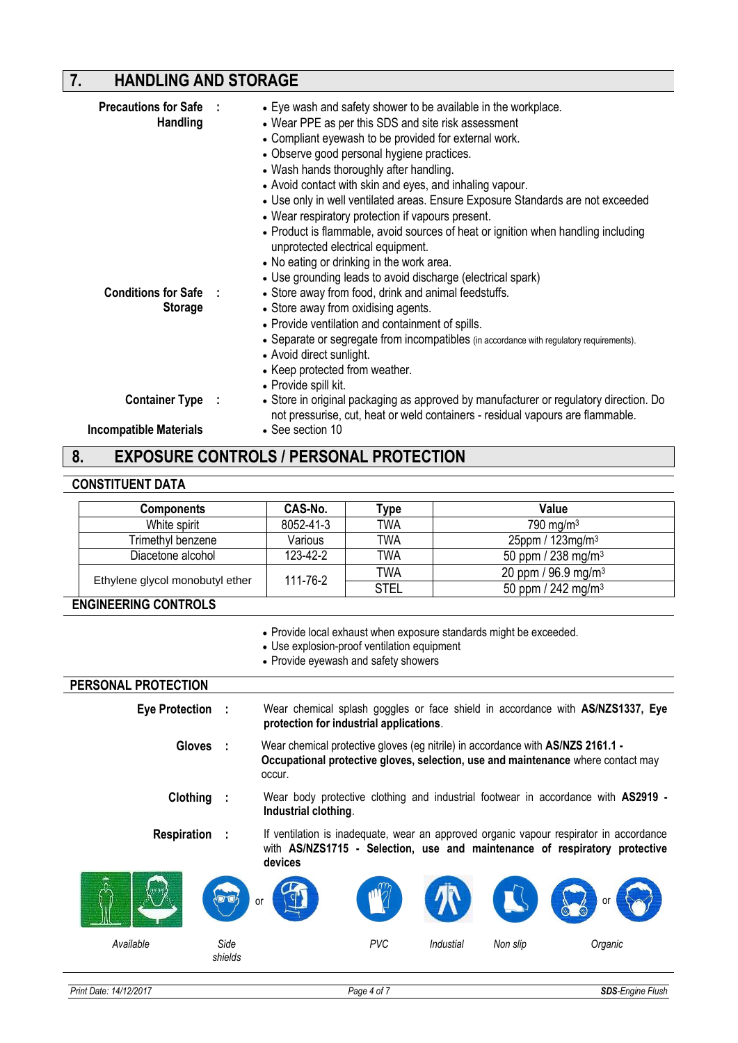## 7. HANDLING AND STORAGE

**Precautions for Safe Handling :**

- Eye wash and safety shower to be available in the workplace.
- Wear PPE as per this SDS and site risk assessment
- Compliant eyewash to be provided for external work.
- Observe good personal hygiene practices.
- Wash hands thoroughly after handling.
- Avoid contact with skin and eyes, and inhaling vapour.
- Use only in well ventilated areas. Ensure Exposure Standards are not exceeded
- Wear respiratory protection if vapours present.
- Product is flammable, avoid sources of heat or ignition when handling including unprotected electrical equipment.
- No eating or drinking in the work area.
- Use grounding leads to avoid discharge (electrical spark)

**Conditions for Safe Storage :**

- Store away from food, drink and animal feedstuffs.
- Store away from oxidising agents.
- Provide ventilation and containment of spills.
- Separate or segregate from incompatibles (in accordance with regulatory requirements).
- Avoid direct sunlight.
- Keep protected from weather.
- Provide spill kit.

**Container Type :**

- Store in original packaging as approved by manufacturer or regulatory direction. Do not pressurise, cut, heat or weld containers - residual vapours are flammable.

**Incompatible Materials**

- See section 10

## 8. EXPOSURE CONTROLS / PERSONAL PROTECTION

### CONSTITUENT DATA

| Components | CAS-No. | Type | Value |
|---|---|---|---|
| White spirit | 8052-41-3 | TWA | 790 mg/m$^3$ |
| Trimethyl benzene | Various | TWA | 25ppm / 123mg/m$^3$ |
| Diacetone alcohol | 123-42-2 | TWA | 50 ppm / 238 mg/m$^3$ |
| Ethylene glycol monobutyl ether | 111-76-2 | TWA | 20 ppm / 96.9 mg/m$^3$ |
| | | STEL | 50 ppm / 242 mg/m$^3$ |

### ENGINEERING CONTROLS

- Provide local exhaust when exposure standards might be exceeded.
- Use explosion-proof ventilation equipment
- Provide eyewash and safety showers

### PERSONAL PROTECTION

**Eye Protection :** Wear chemical splash goggles or face shield in accordance with **AS/NZS1337, Eye protection for industrial applications**.

**Gloves :** Wear chemical protective gloves (eg nitrile) in accordance with **AS/NZS 2161.1 - Occupational protective gloves, selection, use and maintenance** where contact may occur.

**Clothing :** Wear body protective clothing and industrial footwear in accordance with **AS2919 - Industrial clothing**.

**Respiration :** If ventilation is inadequate, wear an approved organic vapour respirator in accordance with **AS/NZS1715 - Selection, use and maintenance of respiratory protective devices**

*Available* | *Side shields* or | *PVC* | *Industial* | *Non slip* | *Organic* or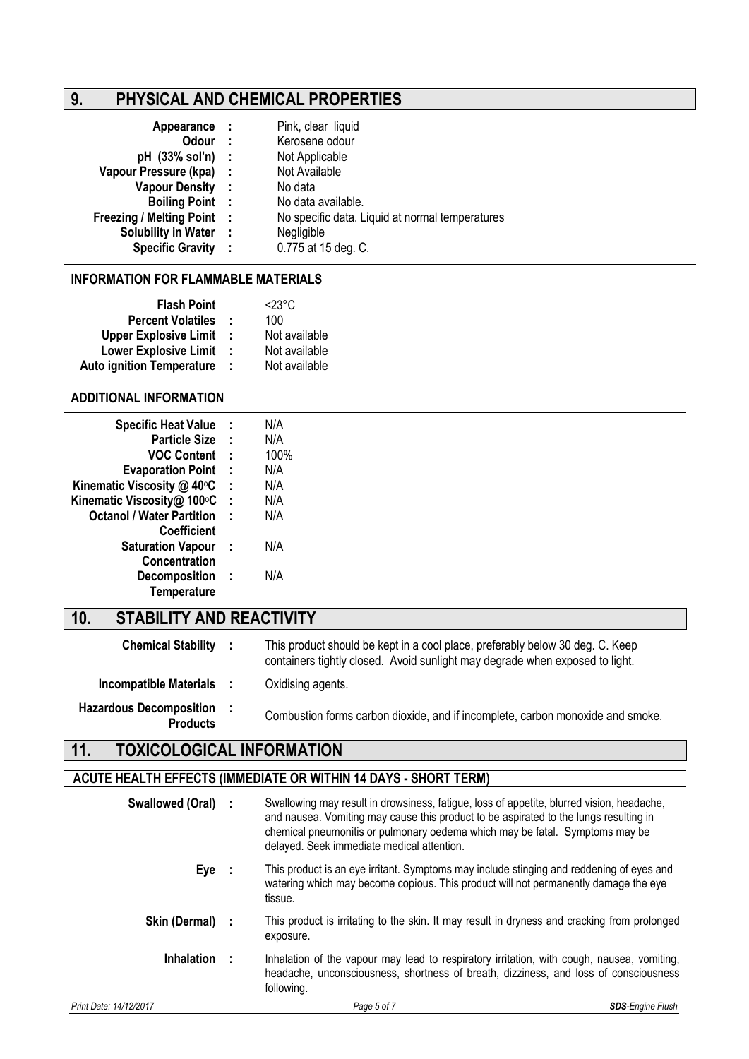## 9. PHYSICAL AND CHEMICAL PROPERTIES

| | | |
|---|---|---|
| **Appearance** | : | Pink, clear liquid |
| **Odour** | : | Kerosene odour |
| **pH (33% sol'n)** | : | Not Applicable |
| **Vapour Pressure (kpa)** | : | Not Available |
| **Vapour Density** | : | No data |
| **Boiling Point** | : | No data available. |
| **Freezing / Melting Point** | : | No specific data. Liquid at normal temperatures |
| **Solubility in Water** | : | Negligible |
| **Specific Gravity** | : | 0.775 at 15 deg. C. |

### INFORMATION FOR FLAMMABLE MATERIALS

| | | |
|---|---|---|
| **Flash Point** | | <23°C |
| **Percent Volatiles** | : | 100 |
| **Upper Explosive Limit** | : | Not available |
| **Lower Explosive Limit** | : | Not available |
| **Auto ignition Temperature** | : | Not available |

### ADDITIONAL INFORMATION

| | | |
|---|---|---|
| **Specific Heat Value** | : | N/A |
| **Particle Size** | : | N/A |
| **VOC Content** | : | 100% |
| **Evaporation Point** | : | N/A |
| **Kinematic Viscosity @ 40°C** | : | N/A |
| **Kinematic Viscosity@ 100°C** | : | N/A |
| **Octanol / Water Partition Coefficient** | : | N/A |
| **Saturation Vapour Concentration** | : | N/A |
| **Decomposition Temperature** | : | N/A |

## 10. STABILITY AND REACTIVITY

| | | |
|---|---|---|
| **Chemical Stability** | : | This product should be kept in a cool place, preferably below 30 deg. C. Keep containers tightly closed. Avoid sunlight may degrade when exposed to light. |
| **Incompatible Materials** | : | Oxidising agents. |
| **Hazardous Decomposition Products** | : | Combustion forms carbon dioxide, and if incomplete, carbon monoxide and smoke. |

## 11. TOXICOLOGICAL INFORMATION

### ACUTE HEALTH EFFECTS (IMMEDIATE OR WITHIN 14 DAYS - SHORT TERM)

| | | |
|---|---|---|
| **Swallowed (Oral)** | : | Swallowing may result in drowsiness, fatigue, loss of appetite, blurred vision, headache, and nausea. Vomiting may cause this product to be aspirated to the lungs resulting in chemical pneumonitis or pulmonary oedema which may be fatal. Symptoms may be delayed. Seek immediate medical attention. |
| **Eye** | : | This product is an eye irritant. Symptoms may include stinging and reddening of eyes and watering which may become copious. This product will not permanently damage the eye tissue. |
| **Skin (Dermal)** | : | This product is irritating to the skin. It may result in dryness and cracking from prolonged exposure. |
| **Inhalation** | : | Inhalation of the vapour may lead to respiratory irritation, with cough, nausea, vomiting, headache, unconsciousness, shortness of breath, dizziness, and loss of consciousness following. |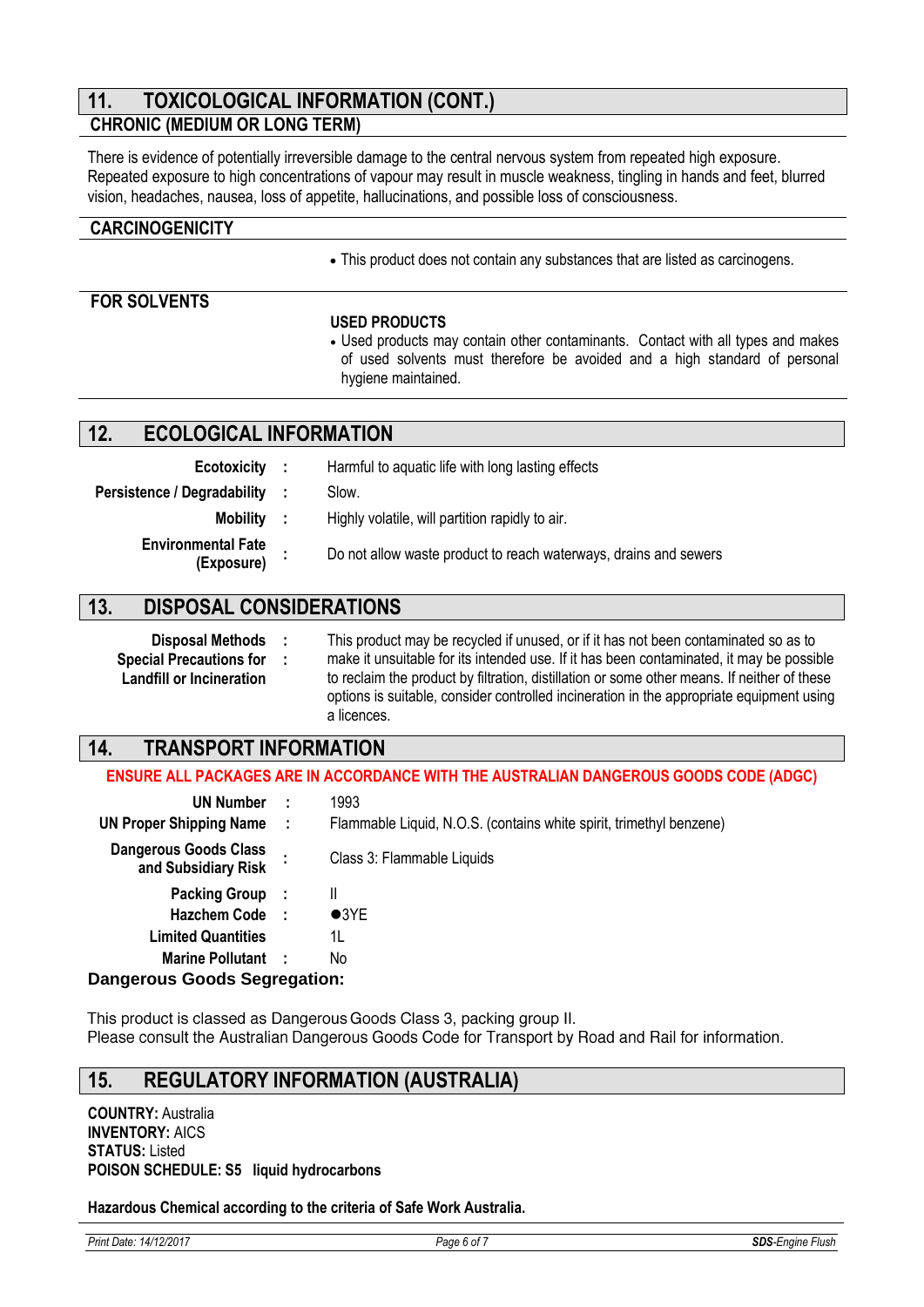## 11. TOXICOLOGICAL INFORMATION (CONT.)

### CHRONIC (MEDIUM OR LONG TERM)

There is evidence of potentially irreversible damage to the central nervous system from repeated high exposure. Repeated exposure to high concentrations of vapour may result in muscle weakness, tingling in hands and feet, blurred vision, headaches, nausea, loss of appetite, hallucinations, and possible loss of consciousness.

### CARCINOGENICITY

- This product does not contain any substances that are listed as carcinogens.

### FOR SOLVENTS

**USED PRODUCTS**

- Used products may contain other contaminants. Contact with all types and makes of used solvents must therefore be avoided and a high standard of personal hygiene maintained.

## 12. ECOLOGICAL INFORMATION

| | | |
|---|---|---|
| **Ecotoxicity** | : | Harmful to aquatic life with long lasting effects |
| **Persistence / Degradability** | : | Slow. |
| **Mobility** | : | Highly volatile, will partition rapidly to air. |
| **Environmental Fate (Exposure)** | : | Do not allow waste product to reach waterways, drains and sewers |

## 13. DISPOSAL CONSIDERATIONS

| | | |
|---|---|---|
| **Disposal Methods** | : | This product may be recycled if unused, or if it has not been contaminated so as to make it unsuitable for its intended use. If it has been contaminated, it may be possible to reclaim the product by filtration, distillation or some other means. If neither of these options is suitable, consider controlled incineration in the appropriate equipment using a licences. |
| **Special Precautions for Landfill or Incineration** | : | |

## 14. TRANSPORT INFORMATION

**ENSURE ALL PACKAGES ARE IN ACCORDANCE WITH THE AUSTRALIAN DANGEROUS GOODS CODE (ADGC)**

| | | |
|---|---|---|
| **UN Number** | : | 1993 |
| **UN Proper Shipping Name** | : | Flammable Liquid, N.O.S. (contains white spirit, trimethyl benzene) |
| **Dangerous Goods Class and Subsidiary Risk** | : | Class 3: Flammable Liquids |
| **Packing Group** | : | II |
| **Hazchem Code** | : | ●3YE |
| **Limited Quantities** | | 1L |
| **Marine Pollutant** | : | No |

**Dangerous Goods Segregation:**

This product is classed as Dangerous Goods Class 3, packing group II.
Please consult the Australian Dangerous Goods Code for Transport by Road and Rail for information.

## 15. REGULATORY INFORMATION (AUSTRALIA)

**COUNTRY:** Australia
**INVENTORY:** AICS
**STATUS:** Listed
**POISON SCHEDULE: S5 liquid hydrocarbons**

**Hazardous Chemical according to the criteria of Safe Work Australia.**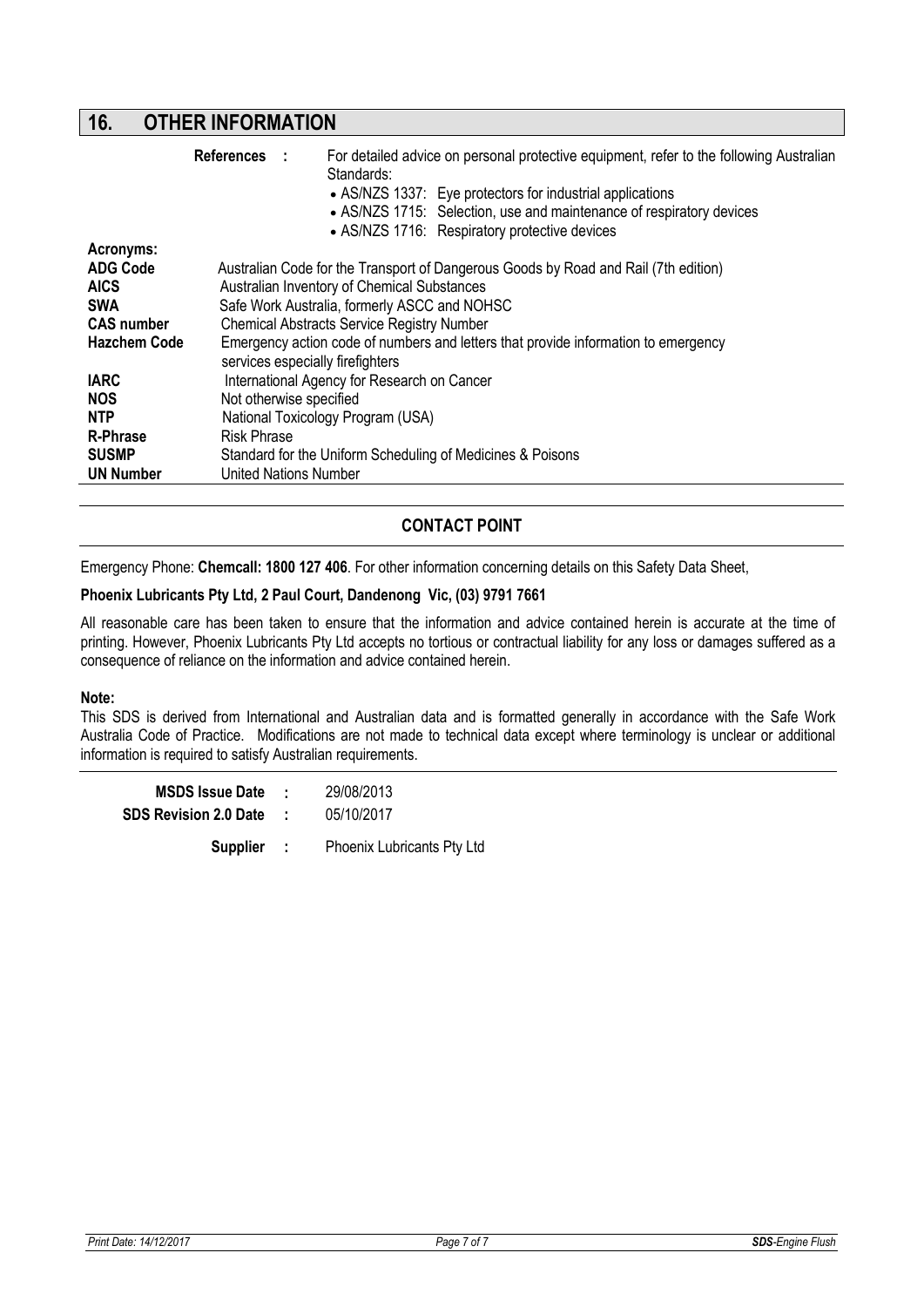## 16. OTHER INFORMATION

**References :** For detailed advice on personal protective equipment, refer to the following Australian Standards:

- AS/NZS 1337: Eye protectors for industrial applications
- AS/NZS 1715: Selection, use and maintenance of respiratory devices
- AS/NZS 1716: Respiratory protective devices

**Acronyms:**

| | |
|---|---|
| **ADG Code** | Australian Code for the Transport of Dangerous Goods by Road and Rail (7th edition) |
| **AICS** | Australian Inventory of Chemical Substances |
| **SWA** | Safe Work Australia, formerly ASCC and NOHSC |
| **CAS number** | Chemical Abstracts Service Registry Number |
| **Hazchem Code** | Emergency action code of numbers and letters that provide information to emergency services especially firefighters |
| **IARC** | International Agency for Research on Cancer |
| **NOS** | Not otherwise specified |
| **NTP** | National Toxicology Program (USA) |
| **R-Phrase** | Risk Phrase |
| **SUSMP** | Standard for the Uniform Scheduling of Medicines & Poisons |
| **UN Number** | United Nations Number |

### CONTACT POINT

Emergency Phone: **Chemcall: 1800 127 406**. For other information concerning details on this Safety Data Sheet,

**Phoenix Lubricants Pty Ltd, 2 Paul Court, Dandenong Vic, (03) 9791 7661**

All reasonable care has been taken to ensure that the information and advice contained herein is accurate at the time of printing. However, Phoenix Lubricants Pty Ltd accepts no tortious or contractual liability for any loss or damages suffered as a consequence of reliance on the information and advice contained herein.

**Note:**
This SDS is derived from International and Australian data and is formatted generally in accordance with the Safe Work Australia Code of Practice. Modifications are not made to technical data except where terminology is unclear or additional information is required to satisfy Australian requirements.

**MSDS Issue Date :** 29/08/2013
**SDS Revision 2.0 Date :** 05/10/2017
**Supplier :** Phoenix Lubricants Pty Ltd